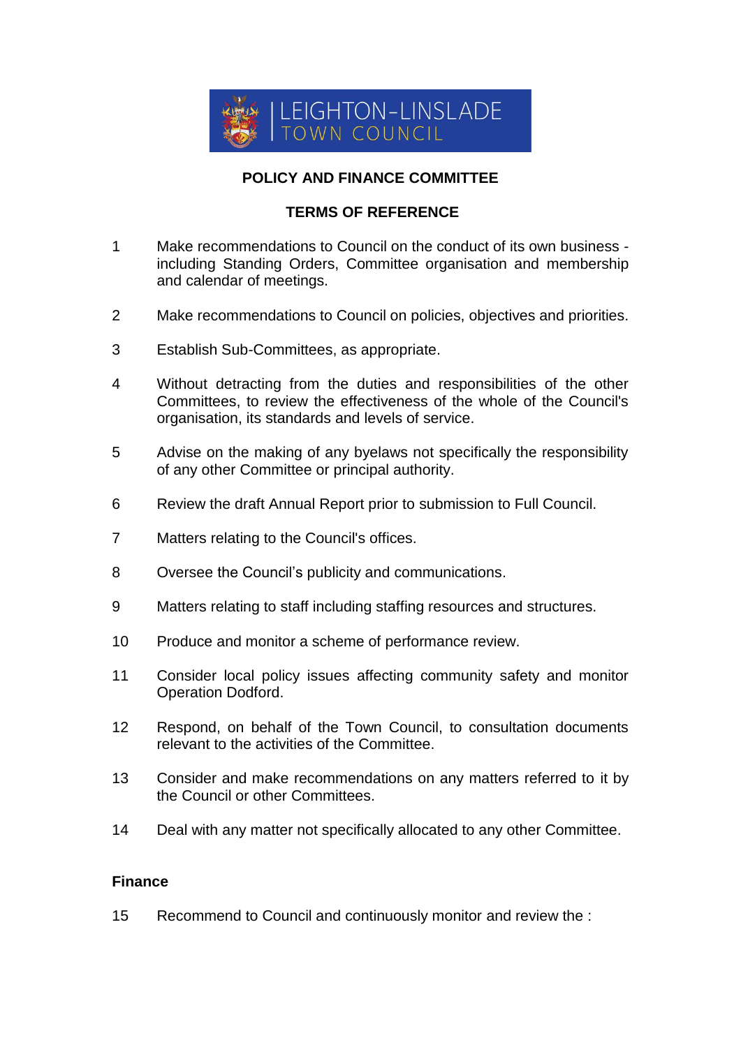LEIGHTON-LINSLADE TOWN COUNCIL

# POLICY AND FINANCE COMMITTEE

## TERMS OF REFERENCE

1. Make recommendations to Council on the conduct of its own business - including Standing Orders, Committee organisation and membership and calendar of meetings.

2. Make recommendations to Council on policies, objectives and priorities.

3. Establish Sub-Committees, as appropriate.

4. Without detracting from the duties and responsibilities of the other Committees, to review the effectiveness of the whole of the Council's organisation, its standards and levels of service.

5. Advise on the making of any byelaws not specifically the responsibility of any other Committee or principal authority.

6. Review the draft Annual Report prior to submission to Full Council.

7. Matters relating to the Council's offices.

8. Oversee the Council's publicity and communications.

9. Matters relating to staff including staffing resources and structures.

10. Produce and monitor a scheme of performance review.

11. Consider local policy issues affecting community safety and monitor Operation Dodford.

12. Respond, on behalf of the Town Council, to consultation documents relevant to the activities of the Committee.

13. Consider and make recommendations on any matters referred to it by the Council or other Committees.

14. Deal with any matter not specifically allocated to any other Committee.

### Finance

15. Recommend to Council and continuously monitor and review the :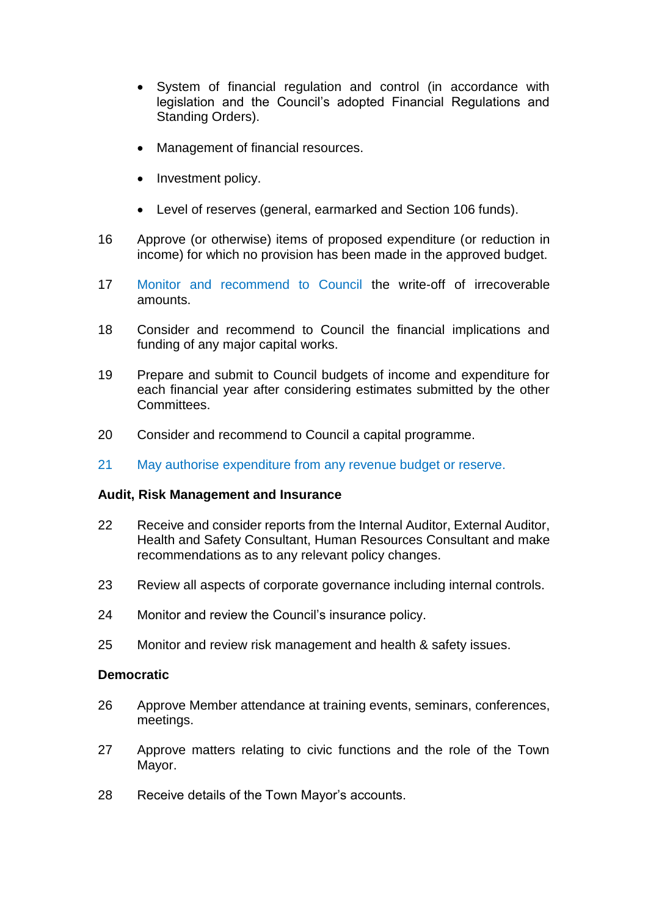- System of financial regulation and control (in accordance with legislation and the Council's adopted Financial Regulations and Standing Orders).

- Management of financial resources.

- Investment policy.

- Level of reserves (general, earmarked and Section 106 funds).

16 Approve (or otherwise) items of proposed expenditure (or reduction in income) for which no provision has been made in the approved budget.

17 Monitor and recommend to Council the write-off of irrecoverable amounts.

18 Consider and recommend to Council the financial implications and funding of any major capital works.

19 Prepare and submit to Council budgets of income and expenditure for each financial year after considering estimates submitted by the other Committees.

20 Consider and recommend to Council a capital programme.

21 May authorise expenditure from any revenue budget or reserve.

**Audit, Risk Management and Insurance**

22 Receive and consider reports from the Internal Auditor, External Auditor, Health and Safety Consultant, Human Resources Consultant and make recommendations as to any relevant policy changes.

23 Review all aspects of corporate governance including internal controls.

24 Monitor and review the Council's insurance policy.

25 Monitor and review risk management and health & safety issues.

**Democratic**

26 Approve Member attendance at training events, seminars, conferences, meetings.

27 Approve matters relating to civic functions and the role of the Town Mayor.

28 Receive details of the Town Mayor's accounts.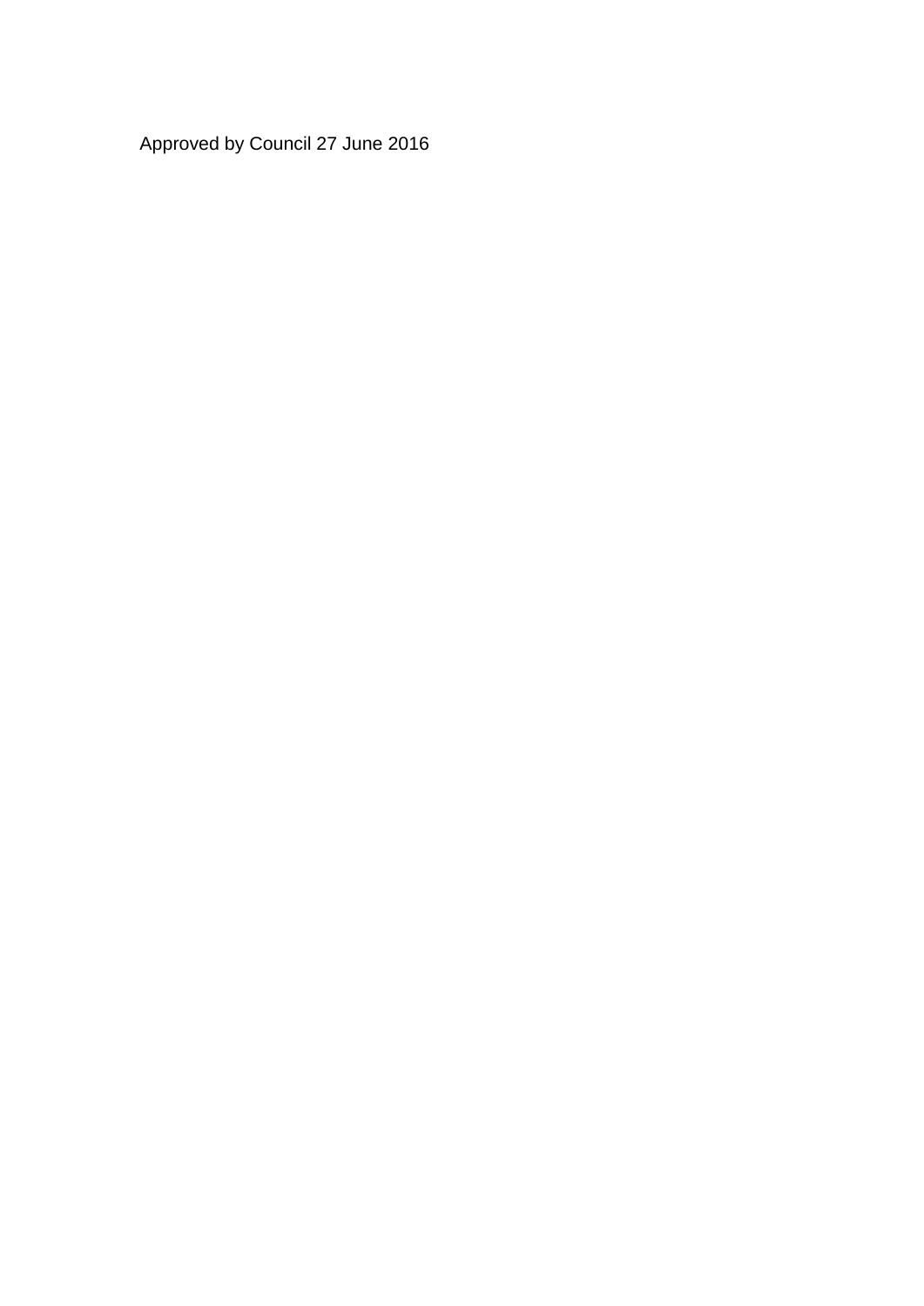Approved by Council 27 June 2016